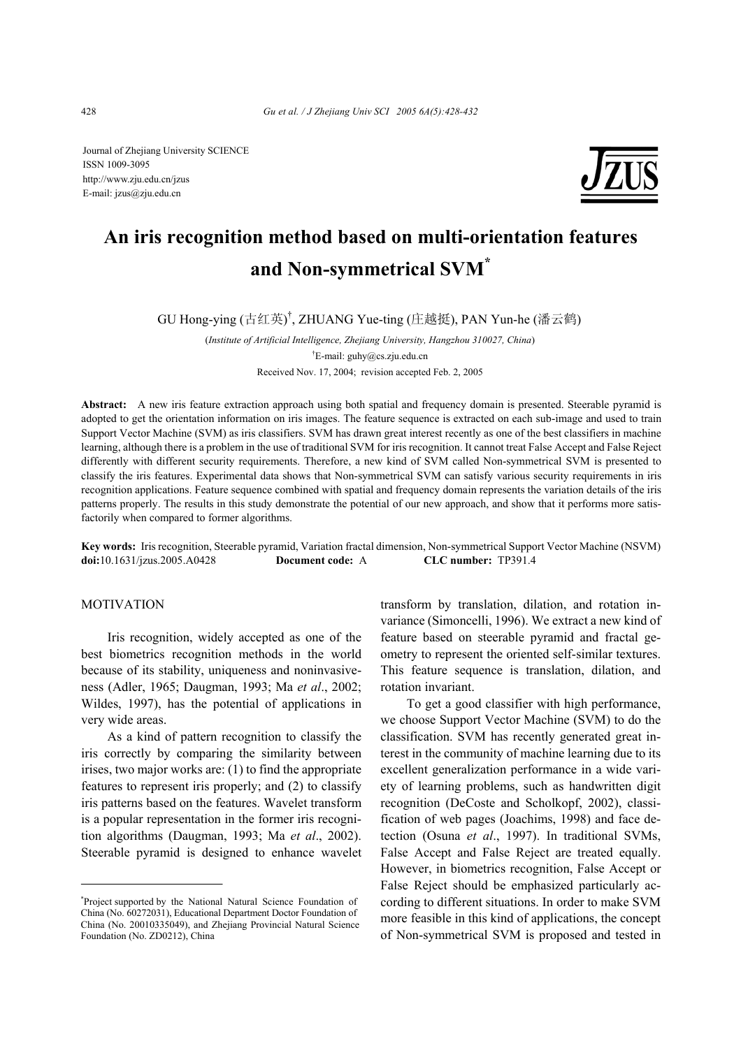Journal of Zhejiang University SCIENCE
ISSN 1009-3095
http://www.zju.edu.cn/jzus
E-mail: jzus@zju.edu.cn

# An iris recognition method based on multi-orientation features and Non-symmetrical SVM*

GU Hong-ying (古红英)†, ZHUANG Yue-ting (庄越挺), PAN Yun-he (潘云鹤)

(*Institute of Artificial Intelligence, Zhejiang University, Hangzhou 310027, China*)

†E-mail: guhy@cs.zju.edu.cn

Received Nov. 17, 2004; revision accepted Feb. 2, 2005

**Abstract:** A new iris feature extraction approach using both spatial and frequency domain is presented. Steerable pyramid is adopted to get the orientation information on iris images. The feature sequence is extracted on each sub-image and used to train Support Vector Machine (SVM) as iris classifiers. SVM has drawn great interest recently as one of the best classifiers in machine learning, although there is a problem in the use of traditional SVM for iris recognition. It cannot treat False Accept and False Reject differently with different security requirements. Therefore, a new kind of SVM called Non-symmetrical SVM is presented to classify the iris features. Experimental data shows that Non-symmetrical SVM can satisfy various security requirements in iris recognition applications. Feature sequence combined with spatial and frequency domain represents the variation details of the iris patterns properly. The results in this study demonstrate the potential of our new approach, and show that it performs more satisfactorily when compared to former algorithms.

**Key words:** Iris recognition, Steerable pyramid, Variation fractal dimension, Non-symmetrical Support Vector Machine (NSVM)
**doi:**10.1631/jzus.2005.A0428 **Document code:** A **CLC number:** TP391.4

## MOTIVATION

Iris recognition, widely accepted as one of the best biometrics recognition methods in the world because of its stability, uniqueness and noninvasiveness (Adler, 1965; Daugman, 1993; Ma *et al*., 2002; Wildes, 1997), has the potential of applications in very wide areas.

As a kind of pattern recognition to classify the iris correctly by comparing the similarity between irises, two major works are: (1) to find the appropriate features to represent iris properly; and (2) to classify iris patterns based on the features. Wavelet transform is a popular representation in the former iris recognition algorithms (Daugman, 1993; Ma *et al*., 2002). Steerable pyramid is designed to enhance wavelet transform by translation, dilation, and rotation invariance (Simoncelli, 1996). We extract a new kind of feature based on steerable pyramid and fractal geometry to represent the oriented self-similar textures. This feature sequence is translation, dilation, and rotation invariant.

To get a good classifier with high performance, we choose Support Vector Machine (SVM) to do the classification. SVM has recently generated great interest in the community of machine learning due to its excellent generalization performance in a wide variety of learning problems, such as handwritten digit recognition (DeCoste and Scholkopf, 2002), classification of web pages (Joachims, 1998) and face detection (Osuna *et al*., 1997). In traditional SVMs, False Accept and False Reject are treated equally. However, in biometrics recognition, False Accept or False Reject should be emphasized particularly according to different situations. In order to make SVM more feasible in this kind of applications, the concept of Non-symmetrical SVM is proposed and tested in

---

*Project supported by the National Natural Science Foundation of China (No. 60272031), Educational Department Doctor Foundation of China (No. 20010335049), and Zhejiang Provincial Natural Science Foundation (No. ZD0212), China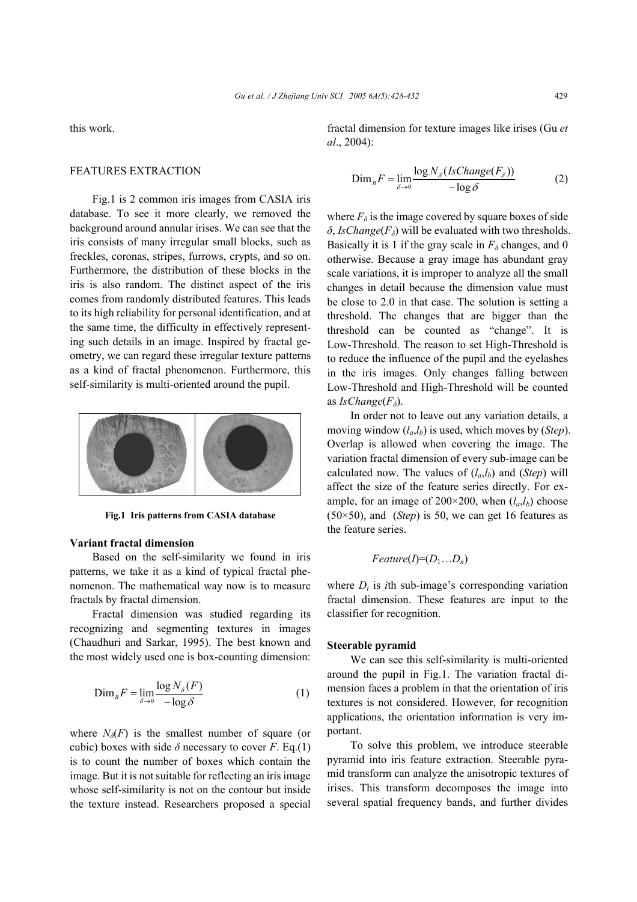this work.

## FEATURES EXTRACTION

Fig.1 is 2 common iris images from CASIA iris database. To see it more clearly, we removed the background around annular irises. We can see that the iris consists of many irregular small blocks, such as freckles, coronas, stripes, furrows, crypts, and so on. Furthermore, the distribution of these blocks in the iris is also random. The distinct aspect of the iris comes from randomly distributed features. This leads to its high reliability for personal identification, and at the same time, the difficulty in effectively representing such details in an image. Inspired by fractal geometry, we can regard these irregular texture patterns as a kind of fractal phenomenon. Furthermore, this self-similarity is multi-oriented around the pupil.

**Fig.1 Iris patterns from CASIA database**

### Variant fractal dimension

Based on the self-similarity we found in iris patterns, we take it as a kind of typical fractal phenomenon. The mathematical way now is to measure fractals by fractal dimension.

Fractal dimension was studied regarding its recognizing and segmenting textures in images (Chaudhuri and Sarkar, 1995). The best known and the most widely used one is box-counting dimension:

$$\mathrm{Dim}_B F = \lim_{\delta \to 0} \frac{\log N_\delta(F)}{-\log \delta} \tag{1}$$

where $N_\delta(F)$ is the smallest number of square (or cubic) boxes with side $\delta$ necessary to cover $F$. Eq.(1) is to count the number of boxes which contain the image. But it is not suitable for reflecting an iris image whose self-similarity is not on the contour but inside the texture instead. Researchers proposed a special fractal dimension for texture images like irises (Gu *et al*., 2004):

$$\mathrm{Dim}_B F = \lim_{\delta \to 0} \frac{\log N_\delta(IsChange(F_\delta))}{-\log \delta} \tag{2}$$

where $F_\delta$ is the image covered by square boxes of side $\delta$, $IsChange(F_\delta)$ will be evaluated with two thresholds. Basically it is 1 if the gray scale in $F_\delta$ changes, and 0 otherwise. Because a gray image has abundant gray scale variations, it is improper to analyze all the small changes in detail because the dimension value must be close to 2.0 in that case. The solution is setting a threshold. The changes that are bigger than the threshold can be counted as "change". It is Low-Threshold. The reason to set High-Threshold is to reduce the influence of the pupil and the eyelashes in the iris images. Only changes falling between Low-Threshold and High-Threshold will be counted as $IsChange(F_\delta)$.

In order not to leave out any variation details, a moving window $(l_a,l_b)$ is used, which moves by (*Step*). Overlap is allowed when covering the image. The variation fractal dimension of every sub-image can be calculated now. The values of $(l_a,l_b)$ and (*Step*) will affect the size of the feature series directly. For example, for an image of 200×200, when $(l_a,l_b)$ choose (50×50), and (*Step*) is 50, we can get 16 features as the feature series.

$$Feature(I)=(D_1 \ldots D_n)$$

where $D_i$ is $i$th sub-image's corresponding variation fractal dimension. These features are input to the classifier for recognition.

### Steerable pyramid

We can see this self-similarity is multi-oriented around the pupil in Fig.1. The variation fractal dimension faces a problem in that the orientation of iris textures is not considered. However, for recognition applications, the orientation information is very important.

To solve this problem, we introduce steerable pyramid into iris feature extraction. Steerable pyramid transform can analyze the anisotropic textures of irises. This transform decomposes the image into several spatial frequency bands, and further divides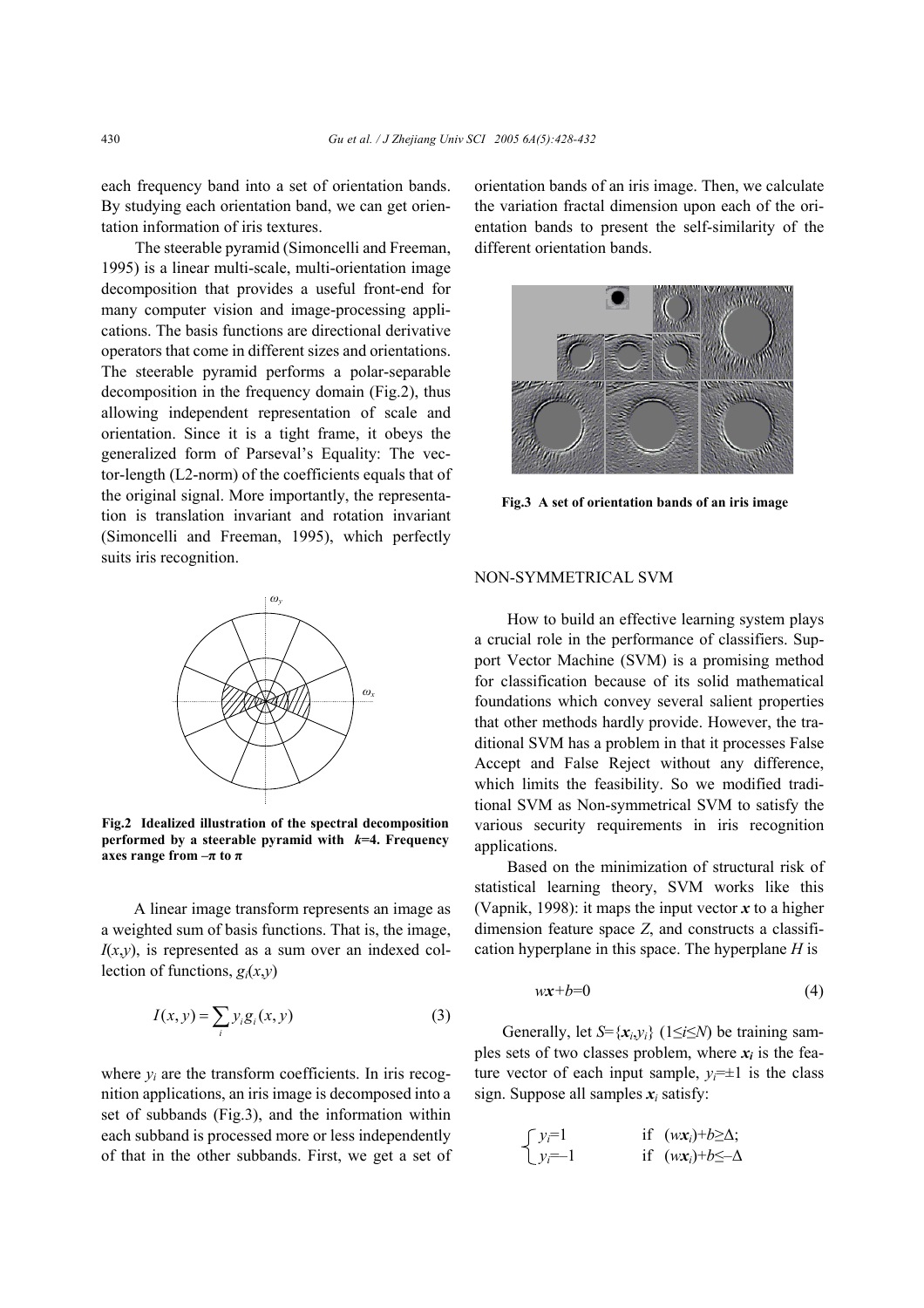each frequency band into a set of orientation bands. By studying each orientation band, we can get orientation information of iris textures.

The steerable pyramid (Simoncelli and Freeman, 1995) is a linear multi-scale, multi-orientation image decomposition that provides a useful front-end for many computer vision and image-processing applications. The basis functions are directional derivative operators that come in different sizes and orientations. The steerable pyramid performs a polar-separable decomposition in the frequency domain (Fig.2), thus allowing independent representation of scale and orientation. Since it is a tight frame, it obeys the generalized form of Parseval's Equality: The vector-length (L2-norm) of the coefficients equals that of the original signal. More importantly, the representation is translation invariant and rotation invariant (Simoncelli and Freeman, 1995), which perfectly suits iris recognition.

**Fig.2 Idealized illustration of the spectral decomposition performed by a steerable pyramid with $k$=4. Frequency axes range from $-\pi$ to $\pi$**

A linear image transform represents an image as a weighted sum of basis functions. That is, the image, $I(x,y)$, is represented as a sum over an indexed collection of functions, $g_i(x,y)$

$$I(x,y)=\sum_i y_i g_i(x,y) \tag{3}$$

where $y_i$ are the transform coefficients. In iris recognition applications, an iris image is decomposed into a set of subbands (Fig.3), and the information within each subband is processed more or less independently of that in the other subbands. First, we get a set of orientation bands of an iris image. Then, we calculate the variation fractal dimension upon each of the orientation bands to present the self-similarity of the different orientation bands.

**Fig.3 A set of orientation bands of an iris image**

## NON-SYMMETRICAL SVM

How to build an effective learning system plays a crucial role in the performance of classifiers. Support Vector Machine (SVM) is a promising method for classification because of its solid mathematical foundations which convey several salient properties that other methods hardly provide. However, the traditional SVM has a problem in that it processes False Accept and False Reject without any difference, which limits the feasibility. So we modified traditional SVM as Non-symmetrical SVM to satisfy the various security requirements in iris recognition applications.

Based on the minimization of structural risk of statistical learning theory, SVM works like this (Vapnik, 1998): it maps the input vector $\boldsymbol{x}$ to a higher dimension feature space $Z$, and constructs a classification hyperplane in this space. The hyperplane $H$ is

$$w\boldsymbol{x}+b=0 \tag{4}$$

Generally, let $S=\{\boldsymbol{x}_i,y_i\}$ $(1\le i\le N)$ be training samples sets of two classes problem, where $\boldsymbol{x}_i$ is the feature vector of each input sample, $y_i=\pm1$ is the class sign. Suppose all samples $\boldsymbol{x}_i$ satisfy:

$$\begin{cases} y_i=1 & \text{if } \ (w\boldsymbol{x}_i)+b\ge\Delta; \\ y_i=-1 & \text{if } \ (w\boldsymbol{x}_i)+b\le-\Delta \end{cases}$$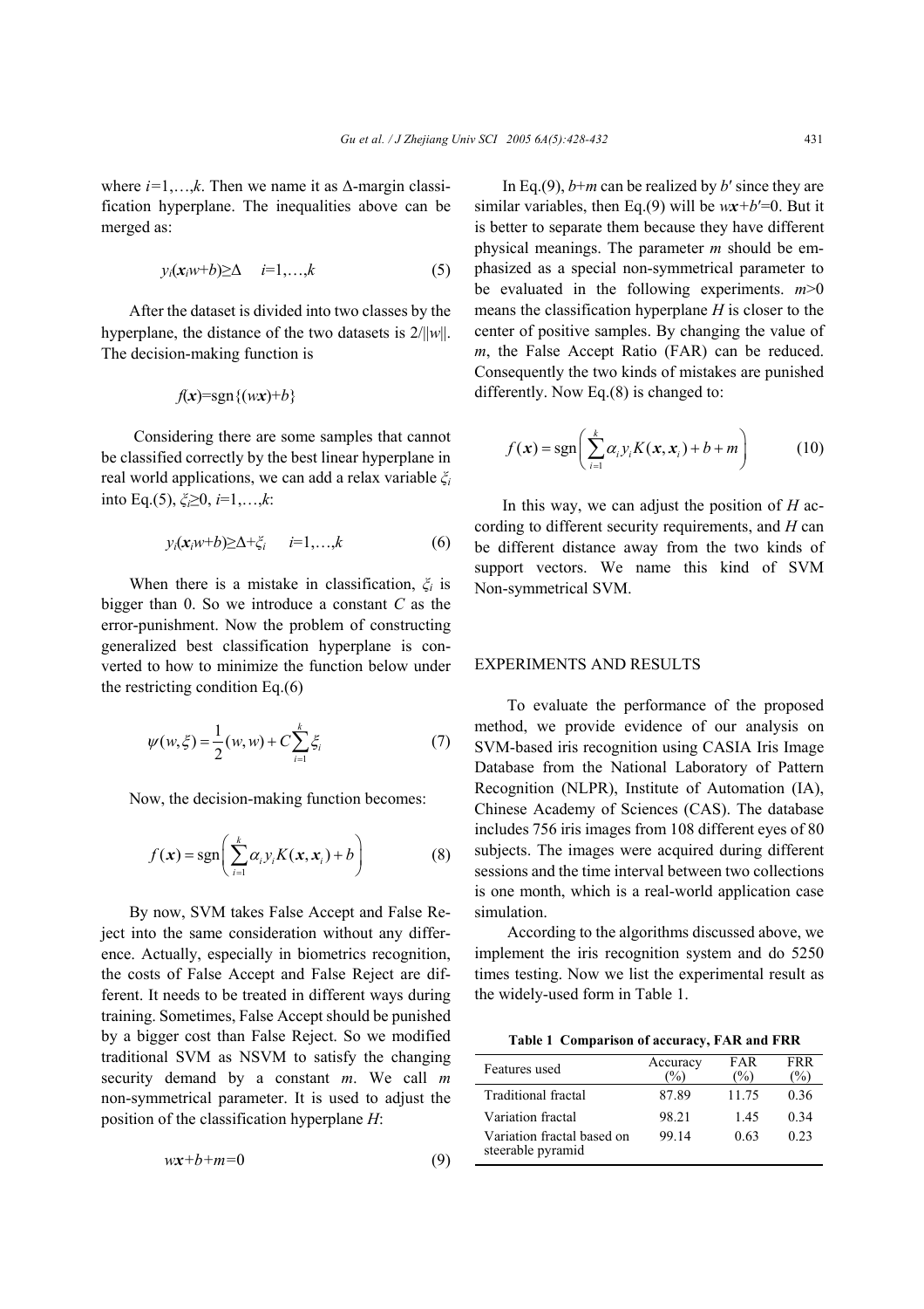where $i$=1,…,$k$. Then we name it as Δ-margin classification hyperplane. The inequalities above can be merged as:

$$y_i(\boldsymbol{x}_i w+b)\geq\Delta \quad i=1,\ldots,k \tag{5}$$

After the dataset is divided into two classes by the hyperplane, the distance of the two datasets is $2/\|w\|$. The decision-making function is

$$f(\boldsymbol{x})=\text{sgn}\{(w\boldsymbol{x})+b\}$$

Considering there are some samples that cannot be classified correctly by the best linear hyperplane in real world applications, we can add a relax variable $\xi_i$ into Eq.(5), $\xi_i\geq0$, $i$=1,…,$k$:

$$y_i(\boldsymbol{x}_i w+b)\geq\Delta+\xi_i \quad i=1,\ldots,k \tag{6}$$

When there is a mistake in classification, $\xi_i$ is bigger than 0. So we introduce a constant $C$ as the error-punishment. Now the problem of constructing generalized best classification hyperplane is converted to how to minimize the function below under the restricting condition Eq.(6)

$$\psi(w,\xi)=\frac{1}{2}(w,w)+C\sum_{i=1}^{k}\xi_i \tag{7}$$

Now, the decision-making function becomes:

$$f(\boldsymbol{x})=\text{sgn}\left(\sum_{i=1}^{k}\alpha_i y_i K(\boldsymbol{x},\boldsymbol{x}_i)+b\right) \tag{8}$$

By now, SVM takes False Accept and False Reject into the same consideration without any difference. Actually, especially in biometrics recognition, the costs of False Accept and False Reject are different. It needs to be treated in different ways during training. Sometimes, False Accept should be punished by a bigger cost than False Reject. So we modified traditional SVM as NSVM to satisfy the changing security demand by a constant $m$. We call $m$ non-symmetrical parameter. It is used to adjust the position of the classification hyperplane $H$:

$$w\boldsymbol{x}+b+m=0 \tag{9}$$

In Eq.(9), $b+m$ can be realized by $b'$ since they are similar variables, then Eq.(9) will be $w\boldsymbol{x}+b'=0$. But it is better to separate them because they have different physical meanings. The parameter $m$ should be emphasized as a special non-symmetrical parameter to be evaluated in the following experiments. $m>0$ means the classification hyperplane $H$ is closer to the center of positive samples. By changing the value of $m$, the False Accept Ratio (FAR) can be reduced. Consequently the two kinds of mistakes are punished differently. Now Eq.(8) is changed to:

$$f(\boldsymbol{x})=\text{sgn}\left(\sum_{i=1}^{k}\alpha_i y_i K(\boldsymbol{x},\boldsymbol{x}_i)+b+m\right) \tag{10}$$

In this way, we can adjust the position of $H$ according to different security requirements, and $H$ can be different distance away from the two kinds of support vectors. We name this kind of SVM Non-symmetrical SVM.

## EXPERIMENTS AND RESULTS

To evaluate the performance of the proposed method, we provide evidence of our analysis on SVM-based iris recognition using CASIA Iris Image Database from the National Laboratory of Pattern Recognition (NLPR), Institute of Automation (IA), Chinese Academy of Sciences (CAS). The database includes 756 iris images from 108 different eyes of 80 subjects. The images were acquired during different sessions and the time interval between two collections is one month, which is a real-world application case simulation.

According to the algorithms discussed above, we implement the iris recognition system and do 5250 times testing. Now we list the experimental result as the widely-used form in Table 1.

**Table 1 Comparison of accuracy, FAR and FRR**

| Features used | Accuracy (%) | FAR (%) | FRR (%) |
|---|---|---|---|
| Traditional fractal | 87.89 | 11.75 | 0.36 |
| Variation fractal | 98.21 | 1.45 | 0.34 |
| Variation fractal based on steerable pyramid | 99.14 | 0.63 | 0.23 |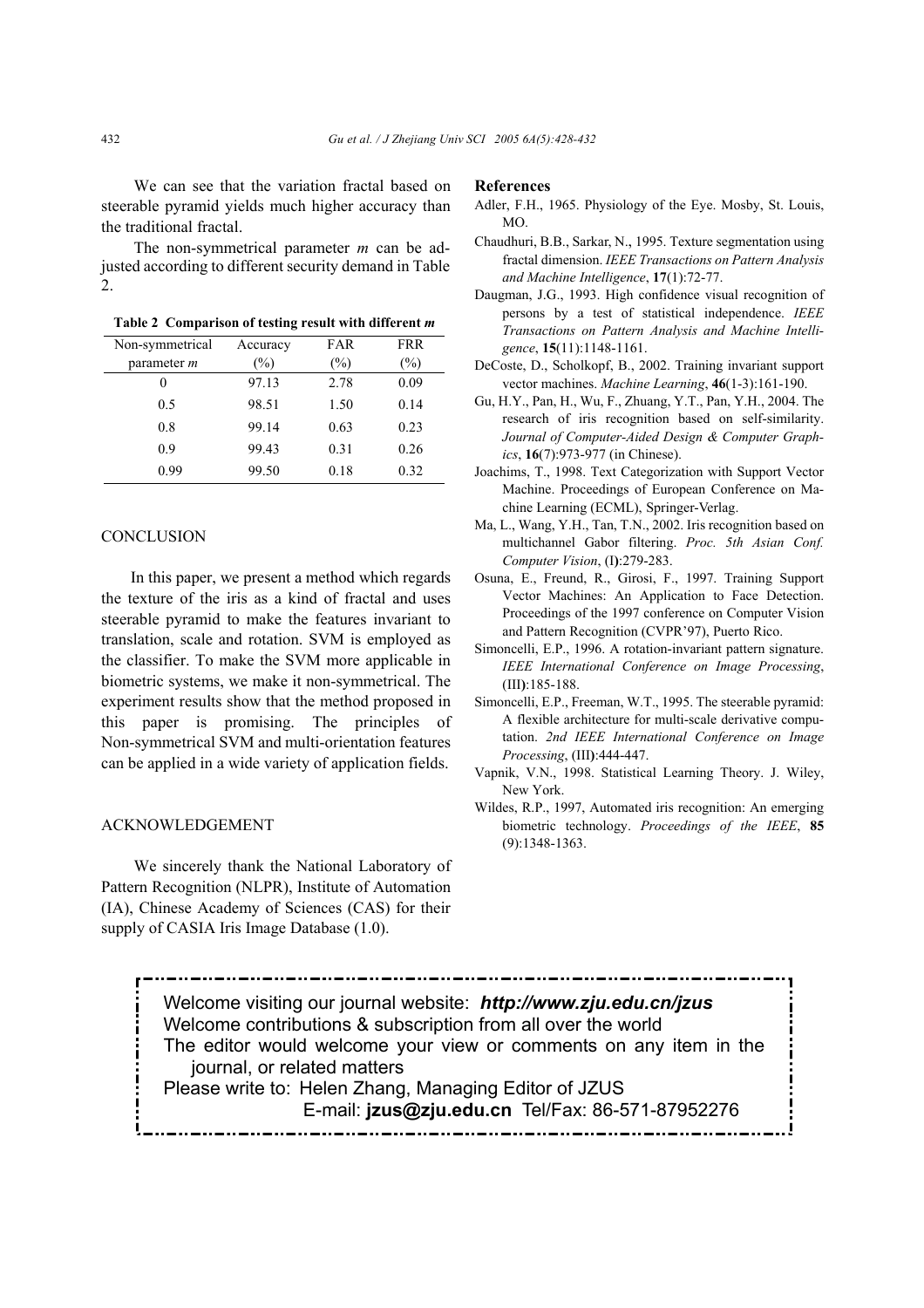We can see that the variation fractal based on steerable pyramid yields much higher accuracy than the traditional fractal.

The non-symmetrical parameter $m$ can be adjusted according to different security demand in Table 2.

**Table 2 Comparison of testing result with different $m$**

| Non-symmetrical parameter $m$ | Accuracy (%) | FAR (%) | FRR (%) |
|---|---|---|---|
| 0 | 97.13 | 2.78 | 0.09 |
| 0.5 | 98.51 | 1.50 | 0.14 |
| 0.8 | 99.14 | 0.63 | 0.23 |
| 0.9 | 99.43 | 0.31 | 0.26 |
| 0.99 | 99.50 | 0.18 | 0.32 |

## CONCLUSION

In this paper, we present a method which regards the texture of the iris as a kind of fractal and uses steerable pyramid to make the features invariant to translation, scale and rotation. SVM is employed as the classifier. To make the SVM more applicable in biometric systems, we make it non-symmetrical. The experiment results show that the method proposed in this paper is promising. The principles of Non-symmetrical SVM and multi-orientation features can be applied in a wide variety of application fields.

## ACKNOWLEDGEMENT

We sincerely thank the National Laboratory of Pattern Recognition (NLPR), Institute of Automation (IA), Chinese Academy of Sciences (CAS) for their supply of CASIA Iris Image Database (1.0).

## References

Adler, F.H., 1965. Physiology of the Eye. Mosby, St. Louis, MO.

Chaudhuri, B.B., Sarkar, N., 1995. Texture segmentation using fractal dimension. *IEEE Transactions on Pattern Analysis and Machine Intelligence*, **17**(1):72-77.

Daugman, J.G., 1993. High confidence visual recognition of persons by a test of statistical independence. *IEEE Transactions on Pattern Analysis and Machine Intelligence*, **15**(11):1148-1161.

DeCoste, D., Scholkopf, B., 2002. Training invariant support vector machines. *Machine Learning*, **46**(1-3):161-190.

Gu, H.Y., Pan, H., Wu, F., Zhuang, Y.T., Pan, Y.H., 2004. The research of iris recognition based on self-similarity. *Journal of Computer-Aided Design & Computer Graphics*, **16**(7):973-977 (in Chinese).

Joachims, T., 1998. Text Categorization with Support Vector Machine. Proceedings of European Conference on Machine Learning (ECML), Springer-Verlag.

Ma, L., Wang, Y.H., Tan, T.N., 2002. Iris recognition based on multichannel Gabor filtering. *Proc. 5th Asian Conf. Computer Vision*, (I):279-283.

Osuna, E., Freund, R., Girosi, F., 1997. Training Support Vector Machines: An Application to Face Detection. Proceedings of the 1997 conference on Computer Vision and Pattern Recognition (CVPR'97), Puerto Rico.

Simoncelli, E.P., 1996. A rotation-invariant pattern signature. *IEEE International Conference on Image Processing*, (III):185-188.

Simoncelli, E.P., Freeman, W.T., 1995. The steerable pyramid: A flexible architecture for multi-scale derivative computation. *2nd IEEE International Conference on Image Processing*, (III):444-447.

Vapnik, V.N., 1998. Statistical Learning Theory. J. Wiley, New York.

Wildes, R.P., 1997, Automated iris recognition: An emerging biometric technology. *Proceedings of the IEEE*, **85** (9):1348-1363.

Welcome visiting our journal website: ***http://www.zju.edu.cn/jzus***
Welcome contributions & subscription from all over the world
The editor would welcome your view or comments on any item in the journal, or related matters
Please write to: Helen Zhang, Managing Editor of JZUS
E-mail: **jzus@zju.edu.cn** Tel/Fax: 86-571-87952276